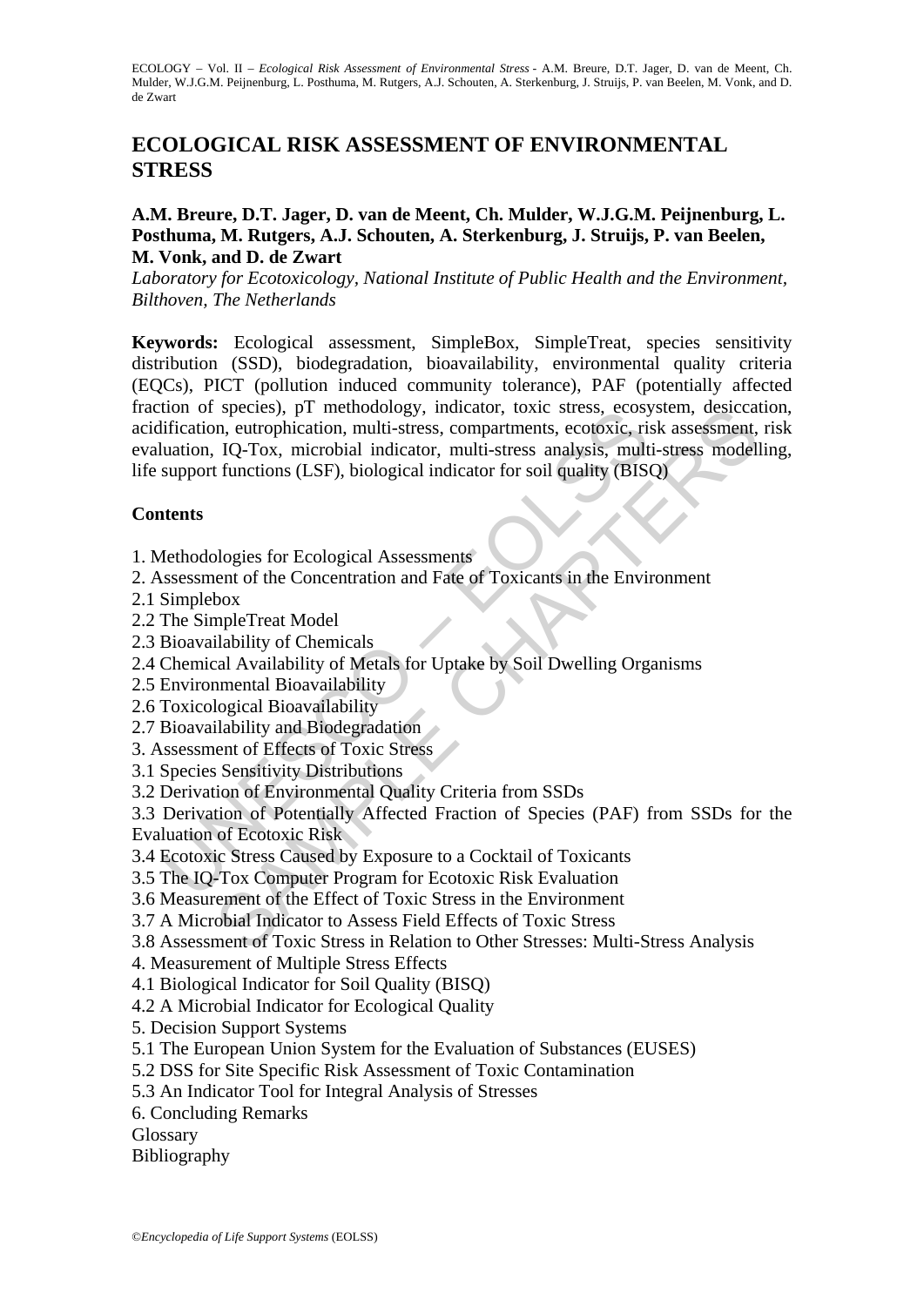# ECOLOGICAL RISK ASSESSMENT OF ENVIRONMENTAL STRESS

**A.M. Breure, D.T. Jager, D. van de Meent, Ch. Mulder, W.J.G.M. Peijnenburg, L. Posthuma, M. Rutgers, A.J. Schouten, A. Sterkenburg, J. Struijs, P. van Beelen, M. Vonk, and D. de Zwart**

*Laboratory for Ecotoxicology, National Institute of Public Health and the Environment, Bilthoven, The Netherlands*

**Keywords:** Ecological assessment, SimpleBox, SimpleTreat, species sensitivity distribution (SSD), biodegradation, bioavailability, environmental quality criteria (EQCs), PICT (pollution induced community tolerance), PAF (potentially affected fraction of species), pT methodology, indicator, toxic stress, ecosystem, desiccation, acidification, eutrophication, multi-stress, compartments, ecotoxic, risk assessment, risk evaluation, IQ-Tox, microbial indicator, multi-stress analysis, multi-stress modelling, life support functions (LSF), biological indicator for soil quality (BISQ)

## Contents

1. Methodologies for Ecological Assessments
2. Assessment of the Concentration and Fate of Toxicants in the Environment
2.1 Simplebox
2.2 The SimpleTreat Model
2.3 Bioavailability of Chemicals
2.4 Chemical Availability of Metals for Uptake by Soil Dwelling Organisms
2.5 Environmental Bioavailability
2.6 Toxicological Bioavailability
2.7 Bioavailability and Biodegradation
3. Assessment of Effects of Toxic Stress
3.1 Species Sensitivity Distributions
3.2 Derivation of Environmental Quality Criteria from SSDs
3.3 Derivation of Potentially Affected Fraction of Species (PAF) from SSDs for the Evaluation of Ecotoxic Risk
3.4 Ecotoxic Stress Caused by Exposure to a Cocktail of Toxicants
3.5 The IQ-Tox Computer Program for Ecotoxic Risk Evaluation
3.6 Measurement of the Effect of Toxic Stress in the Environment
3.7 A Microbial Indicator to Assess Field Effects of Toxic Stress
3.8 Assessment of Toxic Stress in Relation to Other Stresses: Multi-Stress Analysis
4. Measurement of Multiple Stress Effects
4.1 Biological Indicator for Soil Quality (BISQ)
4.2 A Microbial Indicator for Ecological Quality
5. Decision Support Systems
5.1 The European Union System for the Evaluation of Substances (EUSES)
5.2 DSS for Site Specific Risk Assessment of Toxic Contamination
5.3 An Indicator Tool for Integral Analysis of Stresses
6. Concluding Remarks

Glossary

Bibliography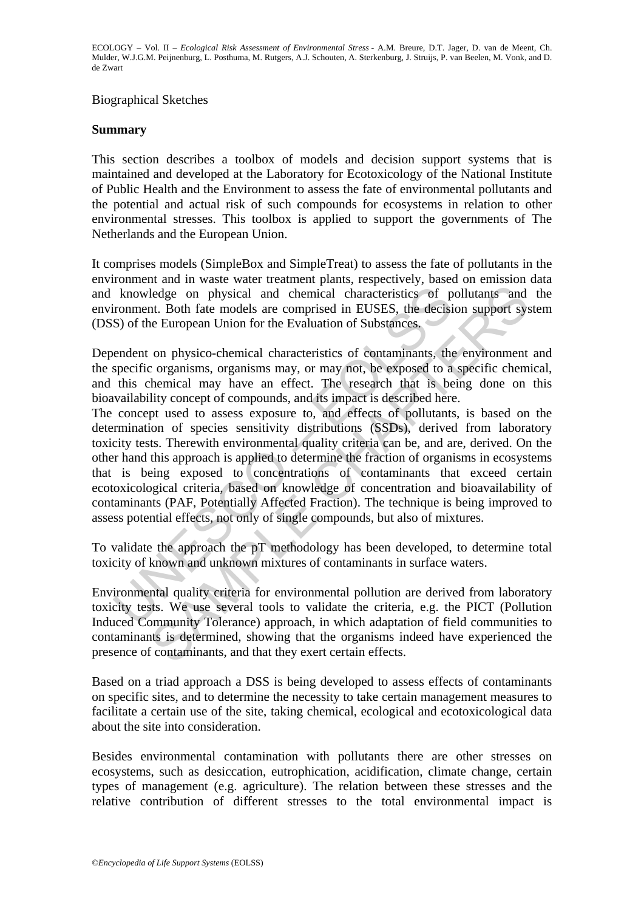Biographical Sketches

**Summary**

This section describes a toolbox of models and decision support systems that is maintained and developed at the Laboratory for Ecotoxicology of the National Institute of Public Health and the Environment to assess the fate of environmental pollutants and the potential and actual risk of such compounds for ecosystems in relation to other environmental stresses. This toolbox is applied to support the governments of The Netherlands and the European Union.

It comprises models (SimpleBox and SimpleTreat) to assess the fate of pollutants in the environment and in waste water treatment plants, respectively, based on emission data and knowledge on physical and chemical characteristics of pollutants and the environment. Both fate models are comprised in EUSES, the decision support system (DSS) of the European Union for the Evaluation of Substances.

Dependent on physico-chemical characteristics of contaminants, the environment and the specific organisms, organisms may, or may not, be exposed to a specific chemical, and this chemical may have an effect. The research that is being done on this bioavailability concept of compounds, and its impact is described here.
The concept used to assess exposure to, and effects of pollutants, is based on the determination of species sensitivity distributions (SSDs), derived from laboratory toxicity tests. Therewith environmental quality criteria can be, and are, derived. On the other hand this approach is applied to determine the fraction of organisms in ecosystems that is being exposed to concentrations of contaminants that exceed certain ecotoxicological criteria, based on knowledge of concentration and bioavailability of contaminants (PAF, Potentially Affected Fraction). The technique is being improved to assess potential effects, not only of single compounds, but also of mixtures.

To validate the approach the pT methodology has been developed, to determine total toxicity of known and unknown mixtures of contaminants in surface waters.

Environmental quality criteria for environmental pollution are derived from laboratory toxicity tests. We use several tools to validate the criteria, e.g. the PICT (Pollution Induced Community Tolerance) approach, in which adaptation of field communities to contaminants is determined, showing that the organisms indeed have experienced the presence of contaminants, and that they exert certain effects.

Based on a triad approach a DSS is being developed to assess effects of contaminants on specific sites, and to determine the necessity to take certain management measures to facilitate a certain use of the site, taking chemical, ecological and ecotoxicological data about the site into consideration.

Besides environmental contamination with pollutants there are other stresses on ecosystems, such as desiccation, eutrophication, acidification, climate change, certain types of management (e.g. agriculture). The relation between these stresses and the relative contribution of different stresses to the total environmental impact is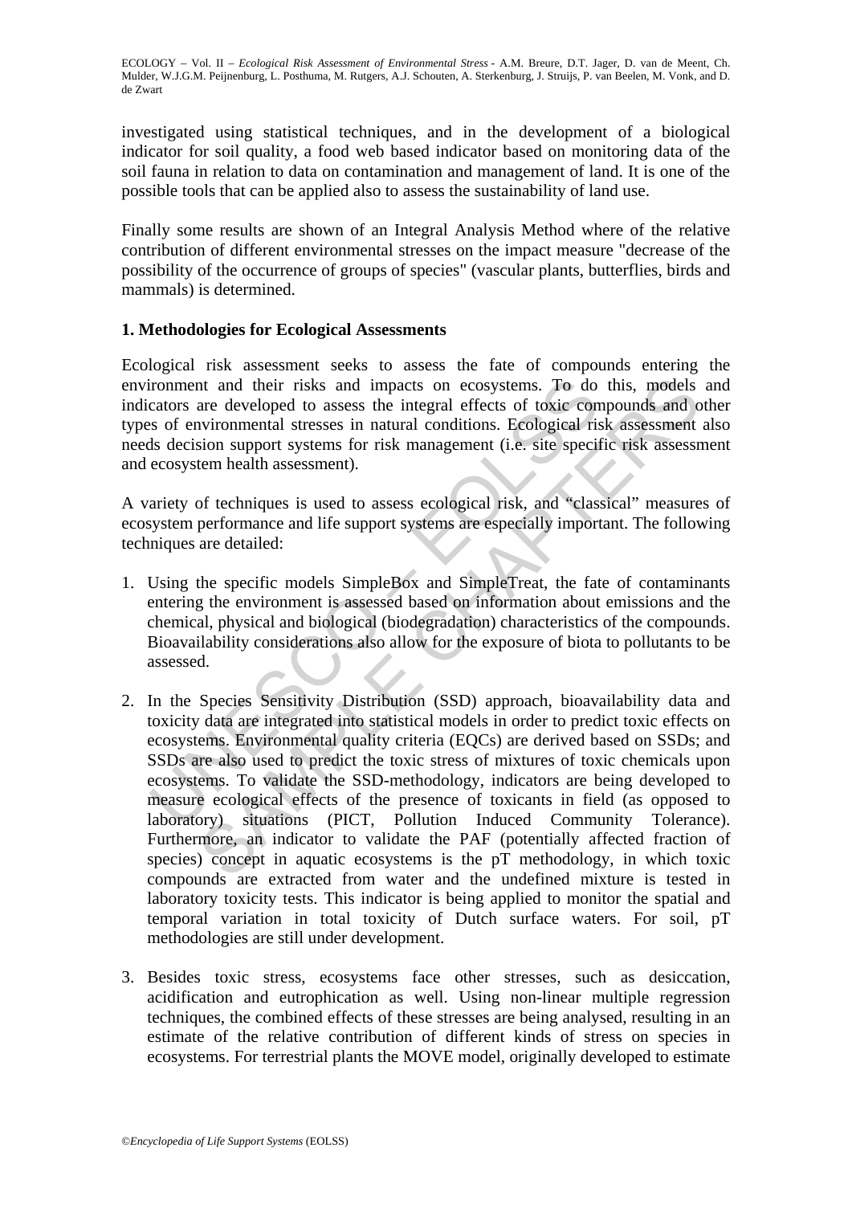investigated using statistical techniques, and in the development of a biological indicator for soil quality, a food web based indicator based on monitoring data of the soil fauna in relation to data on contamination and management of land. It is one of the possible tools that can be applied also to assess the sustainability of land use.

Finally some results are shown of an Integral Analysis Method where of the relative contribution of different environmental stresses on the impact measure "decrease of the possibility of the occurrence of groups of species" (vascular plants, butterflies, birds and mammals) is determined.

## 1. Methodologies for Ecological Assessments

Ecological risk assessment seeks to assess the fate of compounds entering the environment and their risks and impacts on ecosystems. To do this, models and indicators are developed to assess the integral effects of toxic compounds and other types of environmental stresses in natural conditions. Ecological risk assessment also needs decision support systems for risk management (i.e. site specific risk assessment and ecosystem health assessment).

A variety of techniques is used to assess ecological risk, and “classical” measures of ecosystem performance and life support systems are especially important. The following techniques are detailed:

1. Using the specific models SimpleBox and SimpleTreat, the fate of contaminants entering the environment is assessed based on information about emissions and the chemical, physical and biological (biodegradation) characteristics of the compounds. Bioavailability considerations also allow for the exposure of biota to pollutants to be assessed.

2. In the Species Sensitivity Distribution (SSD) approach, bioavailability data and toxicity data are integrated into statistical models in order to predict toxic effects on ecosystems. Environmental quality criteria (EQCs) are derived based on SSDs; and SSDs are also used to predict the toxic stress of mixtures of toxic chemicals upon ecosystems. To validate the SSD-methodology, indicators are being developed to measure ecological effects of the presence of toxicants in field (as opposed to laboratory) situations (PICT, Pollution Induced Community Tolerance). Furthermore, an indicator to validate the PAF (potentially affected fraction of species) concept in aquatic ecosystems is the pT methodology, in which toxic compounds are extracted from water and the undefined mixture is tested in laboratory toxicity tests. This indicator is being applied to monitor the spatial and temporal variation in total toxicity of Dutch surface waters. For soil, pT methodologies are still under development.

3. Besides toxic stress, ecosystems face other stresses, such as desiccation, acidification and eutrophication as well. Using non-linear multiple regression techniques, the combined effects of these stresses are being analysed, resulting in an estimate of the relative contribution of different kinds of stress on species in ecosystems. For terrestrial plants the MOVE model, originally developed to estimate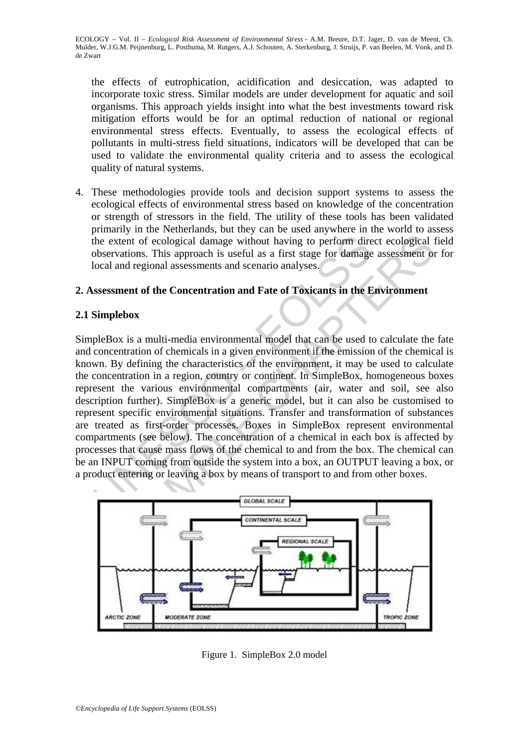the effects of eutrophication, acidification and desiccation, was adapted to incorporate toxic stress. Similar models are under development for aquatic and soil organisms. This approach yields insight into what the best investments toward risk mitigation efforts would be for an optimal reduction of national or regional environmental stress effects. Eventually, to assess the ecological effects of pollutants in multi-stress field situations, indicators will be developed that can be used to validate the environmental quality criteria and to assess the ecological quality of natural systems.

4. These methodologies provide tools and decision support systems to assess the ecological effects of environmental stress based on knowledge of the concentration or strength of stressors in the field. The utility of these tools has been validated primarily in the Netherlands, but they can be used anywhere in the world to assess the extent of ecological damage without having to perform direct ecological field observations. This approach is useful as a first stage for damage assessment or for local and regional assessments and scenario analyses.

## 2. Assessment of the Concentration and Fate of Toxicants in the Environment

### 2.1 Simplebox

SimpleBox is a multi-media environmental model that can be used to calculate the fate and concentration of chemicals in a given environment if the emission of the chemical is known. By defining the characteristics of the environment, it may be used to calculate the concentration in a region, country or continent. In SimpleBox, homogeneous boxes represent the various environmental compartments (air, water and soil, see also description further). SimpleBox is a generic model, but it can also be customised to represent specific environmental situations. Transfer and transformation of substances are treated as first-order processes. Boxes in SimpleBox represent environmental compartments (see below). The concentration of a chemical in each box is affected by processes that cause mass flows of the chemical to and from the box. The chemical can be an INPUT coming from outside the system into a box, an OUTPUT leaving a box, or a product entering or leaving a box by means of transport to and from other boxes.

Figure 1. SimpleBox 2.0 model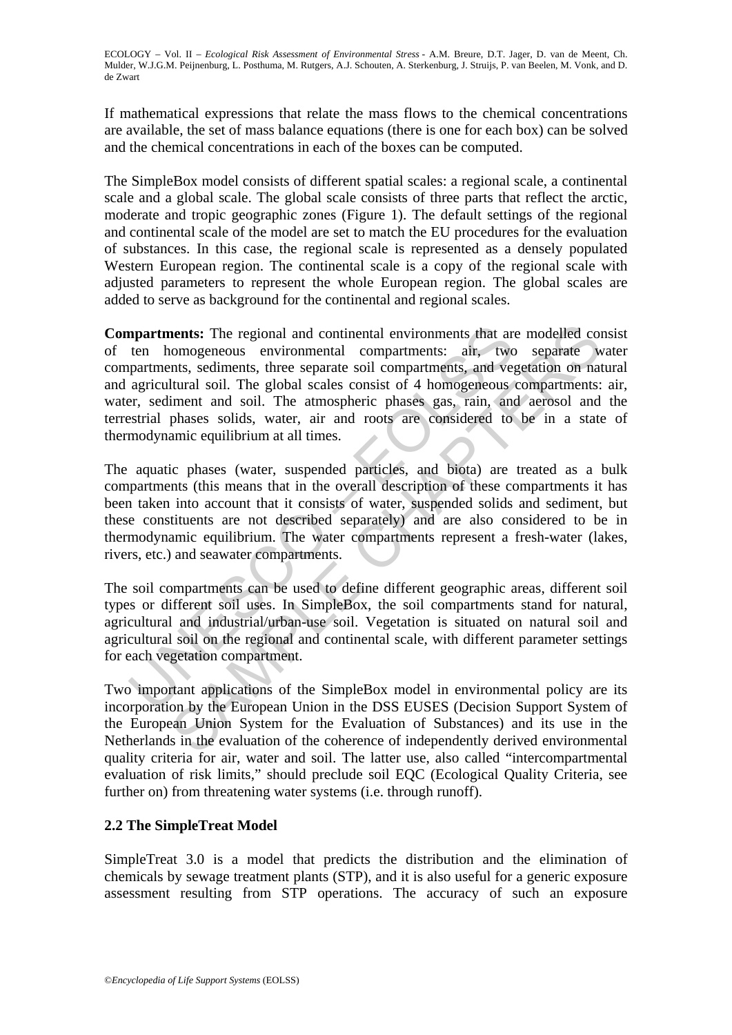If mathematical expressions that relate the mass flows to the chemical concentrations are available, the set of mass balance equations (there is one for each box) can be solved and the chemical concentrations in each of the boxes can be computed.

The SimpleBox model consists of different spatial scales: a regional scale, a continental scale and a global scale. The global scale consists of three parts that reflect the arctic, moderate and tropic geographic zones (Figure 1). The default settings of the regional and continental scale of the model are set to match the EU procedures for the evaluation of substances. In this case, the regional scale is represented as a densely populated Western European region. The continental scale is a copy of the regional scale with adjusted parameters to represent the whole European region. The global scales are added to serve as background for the continental and regional scales.

**Compartments:** The regional and continental environments that are modelled consist of ten homogeneous environmental compartments: air, two separate water compartments, sediments, three separate soil compartments, and vegetation on natural and agricultural soil. The global scales consist of 4 homogeneous compartments: air, water, sediment and soil. The atmospheric phases gas, rain, and aerosol and the terrestrial phases solids, water, air and roots are considered to be in a state of thermodynamic equilibrium at all times.

The aquatic phases (water, suspended particles, and biota) are treated as a bulk compartments (this means that in the overall description of these compartments it has been taken into account that it consists of water, suspended solids and sediment, but these constituents are not described separately) and are also considered to be in thermodynamic equilibrium. The water compartments represent a fresh-water (lakes, rivers, etc.) and seawater compartments.

The soil compartments can be used to define different geographic areas, different soil types or different soil uses. In SimpleBox, the soil compartments stand for natural, agricultural and industrial/urban-use soil. Vegetation is situated on natural soil and agricultural soil on the regional and continental scale, with different parameter settings for each vegetation compartment.

Two important applications of the SimpleBox model in environmental policy are its incorporation by the European Union in the DSS EUSES (Decision Support System of the European Union System for the Evaluation of Substances) and its use in the Netherlands in the evaluation of the coherence of independently derived environmental quality criteria for air, water and soil. The latter use, also called "intercompartmental evaluation of risk limits," should preclude soil EQC (Ecological Quality Criteria, see further on) from threatening water systems (i.e. through runoff).

### 2.2 The SimpleTreat Model

SimpleTreat 3.0 is a model that predicts the distribution and the elimination of chemicals by sewage treatment plants (STP), and it is also useful for a generic exposure assessment resulting from STP operations. The accuracy of such an exposure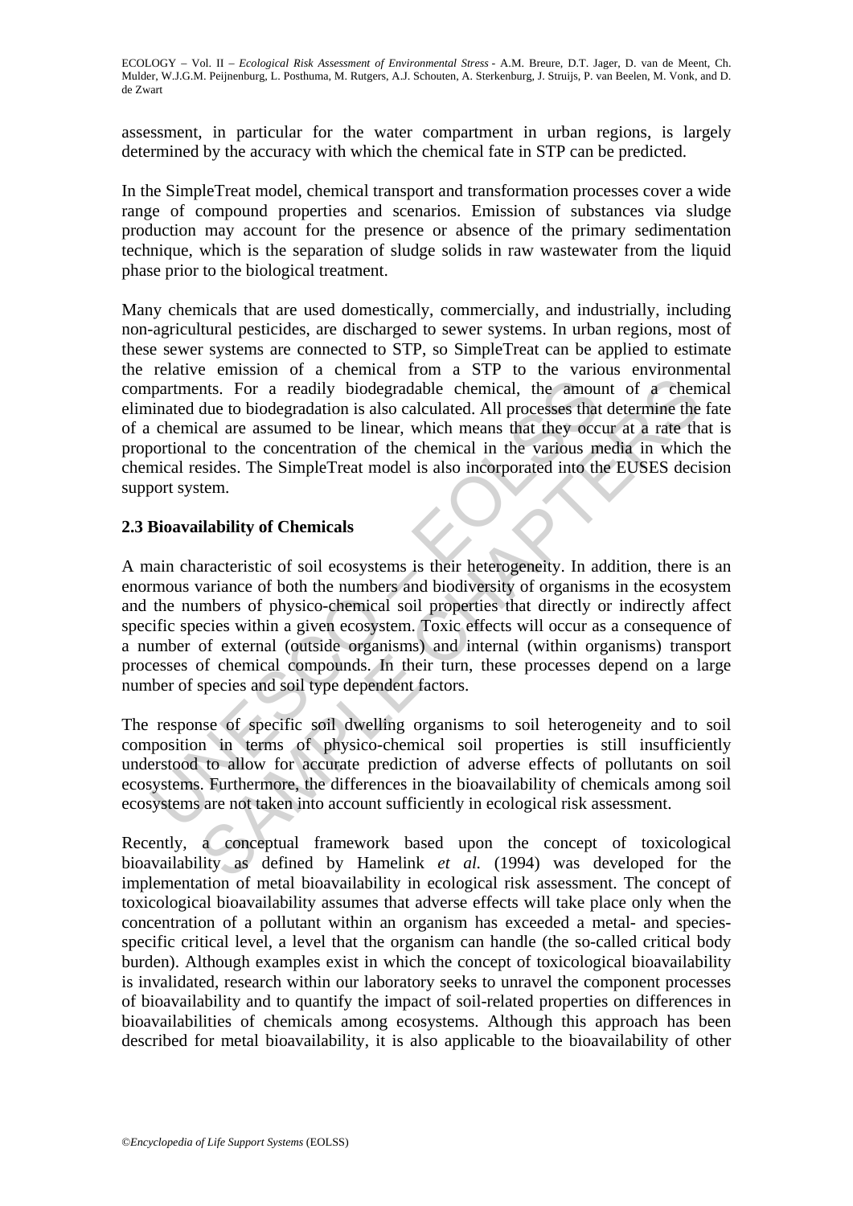assessment, in particular for the water compartment in urban regions, is largely determined by the accuracy with which the chemical fate in STP can be predicted.

In the SimpleTreat model, chemical transport and transformation processes cover a wide range of compound properties and scenarios. Emission of substances via sludge production may account for the presence or absence of the primary sedimentation technique, which is the separation of sludge solids in raw wastewater from the liquid phase prior to the biological treatment.

Many chemicals that are used domestically, commercially, and industrially, including non-agricultural pesticides, are discharged to sewer systems. In urban regions, most of these sewer systems are connected to STP, so SimpleTreat can be applied to estimate the relative emission of a chemical from a STP to the various environmental compartments. For a readily biodegradable chemical, the amount of a chemical eliminated due to biodegradation is also calculated. All processes that determine the fate of a chemical are assumed to be linear, which means that they occur at a rate that is proportional to the concentration of the chemical in the various media in which the chemical resides. The SimpleTreat model is also incorporated into the EUSES decision support system.

### 2.3 Bioavailability of Chemicals

A main characteristic of soil ecosystems is their heterogeneity. In addition, there is an enormous variance of both the numbers and biodiversity of organisms in the ecosystem and the numbers of physico-chemical soil properties that directly or indirectly affect specific species within a given ecosystem. Toxic effects will occur as a consequence of a number of external (outside organisms) and internal (within organisms) transport processes of chemical compounds. In their turn, these processes depend on a large number of species and soil type dependent factors.

The response of specific soil dwelling organisms to soil heterogeneity and to soil composition in terms of physico-chemical soil properties is still insufficiently understood to allow for accurate prediction of adverse effects of pollutants on soil ecosystems. Furthermore, the differences in the bioavailability of chemicals among soil ecosystems are not taken into account sufficiently in ecological risk assessment.

Recently, a conceptual framework based upon the concept of toxicological bioavailability as defined by Hamelink *et al.* (1994) was developed for the implementation of metal bioavailability in ecological risk assessment. The concept of toxicological bioavailability assumes that adverse effects will take place only when the concentration of a pollutant within an organism has exceeded a metal- and species-specific critical level, a level that the organism can handle (the so-called critical body burden). Although examples exist in which the concept of toxicological bioavailability is invalidated, research within our laboratory seeks to unravel the component processes of bioavailability and to quantify the impact of soil-related properties on differences in bioavailabilities of chemicals among ecosystems. Although this approach has been described for metal bioavailability, it is also applicable to the bioavailability of other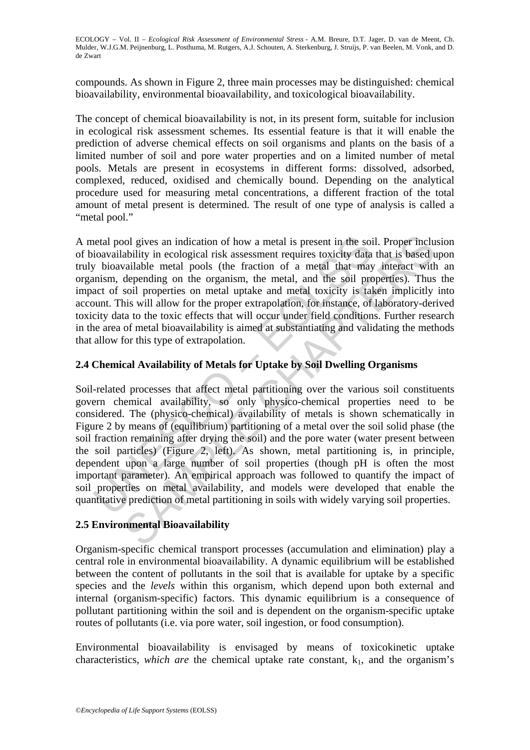compounds. As shown in Figure 2, three main processes may be distinguished: chemical bioavailability, environmental bioavailability, and toxicological bioavailability.

The concept of chemical bioavailability is not, in its present form, suitable for inclusion in ecological risk assessment schemes. Its essential feature is that it will enable the prediction of adverse chemical effects on soil organisms and plants on the basis of a limited number of soil and pore water properties and on a limited number of metal pools. Metals are present in ecosystems in different forms: dissolved, adsorbed, complexed, reduced, oxidised and chemically bound. Depending on the analytical procedure used for measuring metal concentrations, a different fraction of the total amount of metal present is determined. The result of one type of analysis is called a "metal pool."

A metal pool gives an indication of how a metal is present in the soil. Proper inclusion of bioavailability in ecological risk assessment requires toxicity data that is based upon truly bioavailable metal pools (the fraction of a metal that may interact with an organism, depending on the organism, the metal, and the soil properties). Thus the impact of soil properties on metal uptake and metal toxicity is taken implicitly into account. This will allow for the proper extrapolation, for instance, of laboratory-derived toxicity data to the toxic effects that will occur under field conditions. Further research in the area of metal bioavailability is aimed at substantiating and validating the methods that allow for this type of extrapolation.

## 2.4 Chemical Availability of Metals for Uptake by Soil Dwelling Organisms

Soil-related processes that affect metal partitioning over the various soil constituents govern chemical availability, so only physico-chemical properties need to be considered. The (physico-chemical) availability of metals is shown schematically in Figure 2 by means of (equilibrium) partitioning of a metal over the soil solid phase (the soil fraction remaining after drying the soil) and the pore water (water present between the soil particles) (Figure 2, left). As shown, metal partitioning is, in principle, dependent upon a large number of soil properties (though pH is often the most important parameter). An empirical approach was followed to quantify the impact of soil properties on metal availability, and models were developed that enable the quantitative prediction of metal partitioning in soils with widely varying soil properties.

## 2.5 Environmental Bioavailability

Organism-specific chemical transport processes (accumulation and elimination) play a central role in environmental bioavailability. A dynamic equilibrium will be established between the content of pollutants in the soil that is available for uptake by a specific species and the *levels* within this organism, which depend upon both external and internal (organism-specific) factors. This dynamic equilibrium is a consequence of pollutant partitioning within the soil and is dependent on the organism-specific uptake routes of pollutants (i.e. via pore water, soil ingestion, or food consumption).

Environmental bioavailability is envisaged by means of toxicokinetic uptake characteristics, *which are* the chemical uptake rate constant, $k_1$, and the organism's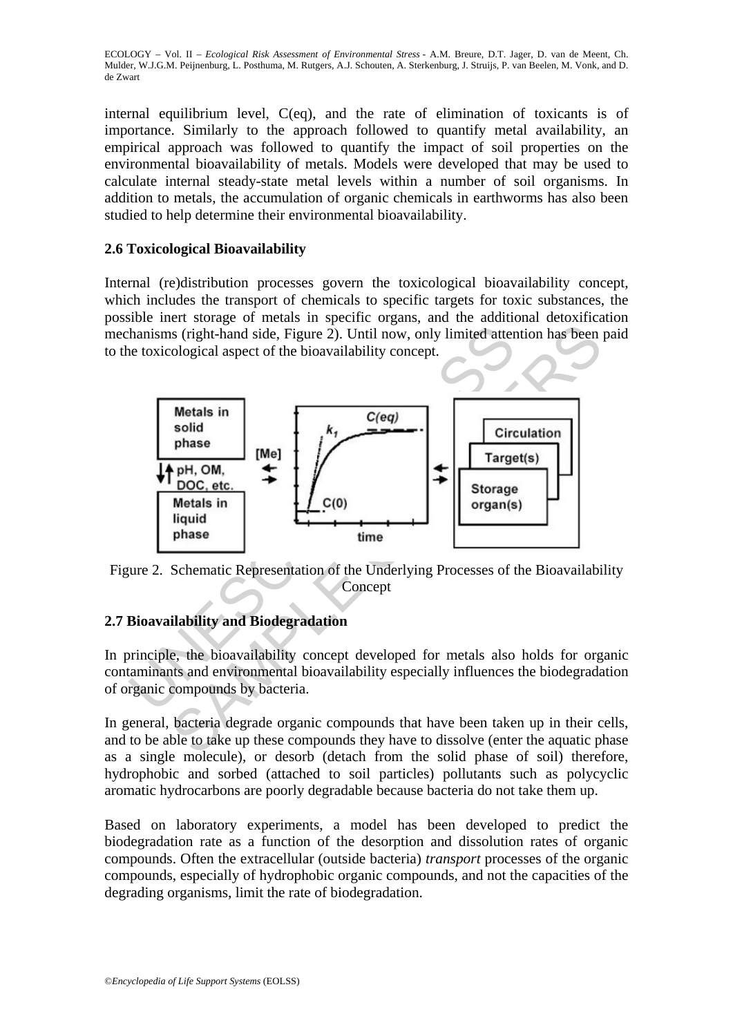internal equilibrium level, C(eq), and the rate of elimination of toxicants is of importance. Similarly to the approach followed to quantify metal availability, an empirical approach was followed to quantify the impact of soil properties on the environmental bioavailability of metals. Models were developed that may be used to calculate internal steady-state metal levels within a number of soil organisms. In addition to metals, the accumulation of organic chemicals in earthworms has also been studied to help determine their environmental bioavailability.

### 2.6 Toxicological Bioavailability

Internal (re)distribution processes govern the toxicological bioavailability concept, which includes the transport of chemicals to specific targets for toxic substances, the possible inert storage of metals in specific organs, and the additional detoxification mechanisms (right-hand side, Figure 2). Until now, only limited attention has been paid to the toxicological aspect of the bioavailability concept.

Figure 2. Schematic Representation of the Underlying Processes of the Bioavailability Concept

### 2.7 Bioavailability and Biodegradation

In principle, the bioavailability concept developed for metals also holds for organic contaminants and environmental bioavailability especially influences the biodegradation of organic compounds by bacteria.

In general, bacteria degrade organic compounds that have been taken up in their cells, and to be able to take up these compounds they have to dissolve (enter the aquatic phase as a single molecule), or desorb (detach from the solid phase of soil) therefore, hydrophobic and sorbed (attached to soil particles) pollutants such as polycyclic aromatic hydrocarbons are poorly degradable because bacteria do not take them up.

Based on laboratory experiments, a model has been developed to predict the biodegradation rate as a function of the desorption and dissolution rates of organic compounds. Often the extracellular (outside bacteria) *transport* processes of the organic compounds, especially of hydrophobic organic compounds, and not the capacities of the degrading organisms, limit the rate of biodegradation.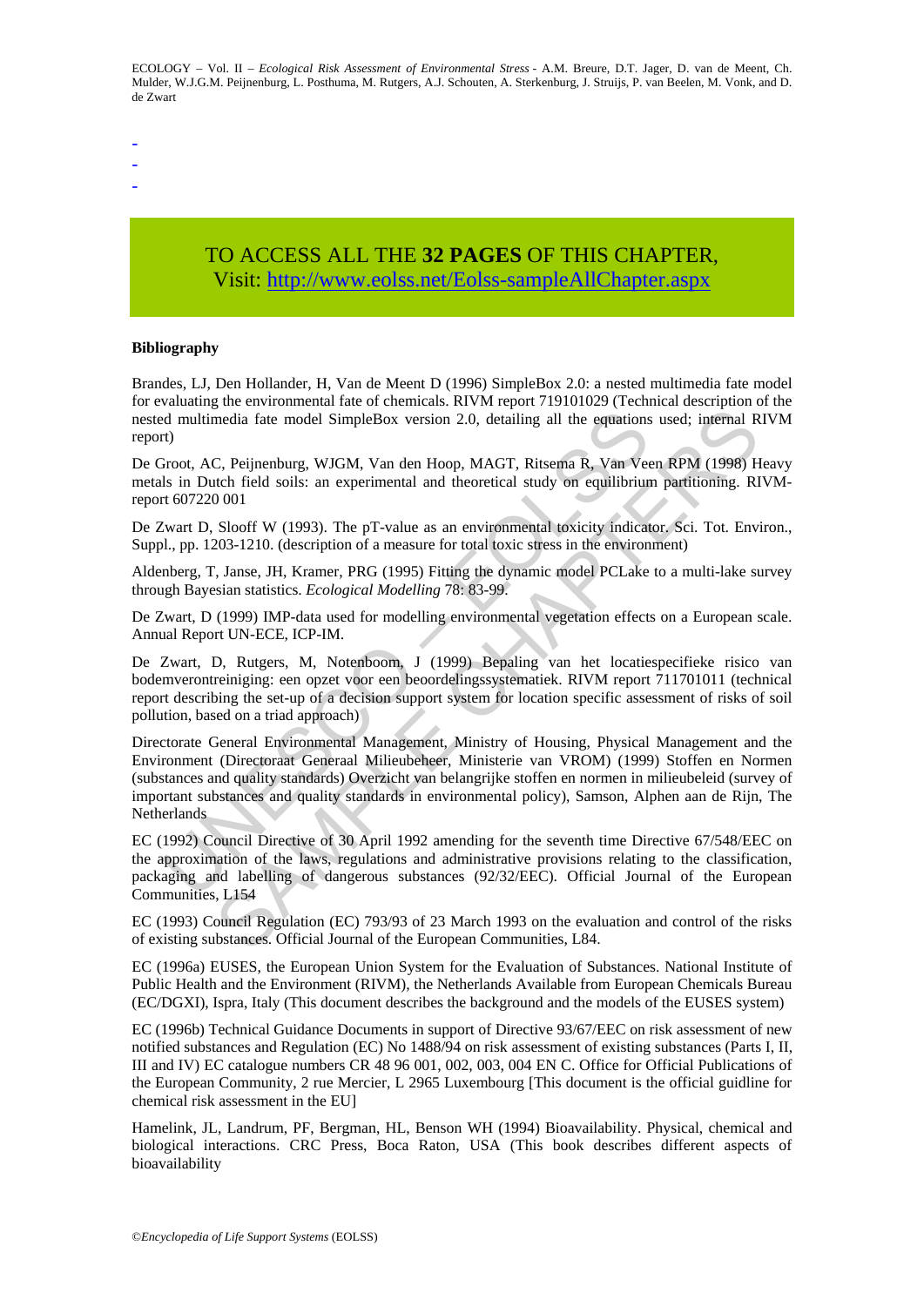-
-
-

TO ACCESS ALL THE **32 PAGES** OF THIS CHAPTER,
Visit: http://www.eolss.net/Eolss-sampleAllChapter.aspx

**Bibliography**

Brandes, LJ, Den Hollander, H, Van de Meent D (1996) SimpleBox 2.0: a nested multimedia fate model for evaluating the environmental fate of chemicals. RIVM report 719101029 (Technical description of the nested multimedia fate model SimpleBox version 2.0, detailing all the equations used; internal RIVM report)

De Groot, AC, Peijnenburg, WJGM, Van den Hoop, MAGT, Ritsema R, Van Veen RPM (1998) Heavy metals in Dutch field soils: an experimental and theoretical study on equilibrium partitioning. RIVM-report 607220 001

De Zwart D, Slooff W (1993). The pT-value as an environmental toxicity indicator. Sci. Tot. Environ., Suppl., pp. 1203-1210. (description of a measure for total toxic stress in the environment)

Aldenberg, T, Janse, JH, Kramer, PRG (1995) Fitting the dynamic model PCLake to a multi-lake survey through Bayesian statistics. *Ecological Modelling* 78: 83-99.

De Zwart, D (1999) IMP-data used for modelling environmental vegetation effects on a European scale. Annual Report UN-ECE, ICP-IM.

De Zwart, D, Rutgers, M, Notenboom, J (1999) Bepaling van het locatiespecifieke risico van bodemverontreiniging: een opzet voor een beoordelingssystematiek. RIVM report 711701011 (technical report describing the set-up of a decision support system for location specific assessment of risks of soil pollution, based on a triad approach)

Directorate General Environmental Management, Ministry of Housing, Physical Management and the Environment (Directoraat Generaal Milieubeheer, Ministerie van VROM) (1999) Stoffen en Normen (substances and quality standards) Overzicht van belangrijke stoffen en normen in milieubeleid (survey of important substances and quality standards in environmental policy), Samson, Alphen aan de Rijn, The Netherlands

EC (1992) Council Directive of 30 April 1992 amending for the seventh time Directive 67/548/EEC on the approximation of the laws, regulations and administrative provisions relating to the classification, packaging and labelling of dangerous substances (92/32/EEC). Official Journal of the European Communities, L154

EC (1993) Council Regulation (EC) 793/93 of 23 March 1993 on the evaluation and control of the risks of existing substances. Official Journal of the European Communities, L84.

EC (1996a) EUSES, the European Union System for the Evaluation of Substances. National Institute of Public Health and the Environment (RIVM), the Netherlands Available from European Chemicals Bureau (EC/DGXI), Ispra, Italy (This document describes the background and the models of the EUSES system)

EC (1996b) Technical Guidance Documents in support of Directive 93/67/EEC on risk assessment of new notified substances and Regulation (EC) No 1488/94 on risk assessment of existing substances (Parts I, II, III and IV) EC catalogue numbers CR 48 96 001, 002, 003, 004 EN C. Office for Official Publications of the European Community, 2 rue Mercier, L 2965 Luxembourg [This document is the official guidline for chemical risk assessment in the EU]

Hamelink, JL, Landrum, PF, Bergman, HL, Benson WH (1994) Bioavailability. Physical, chemical and biological interactions. CRC Press, Boca Raton, USA (This book describes different aspects of bioavailability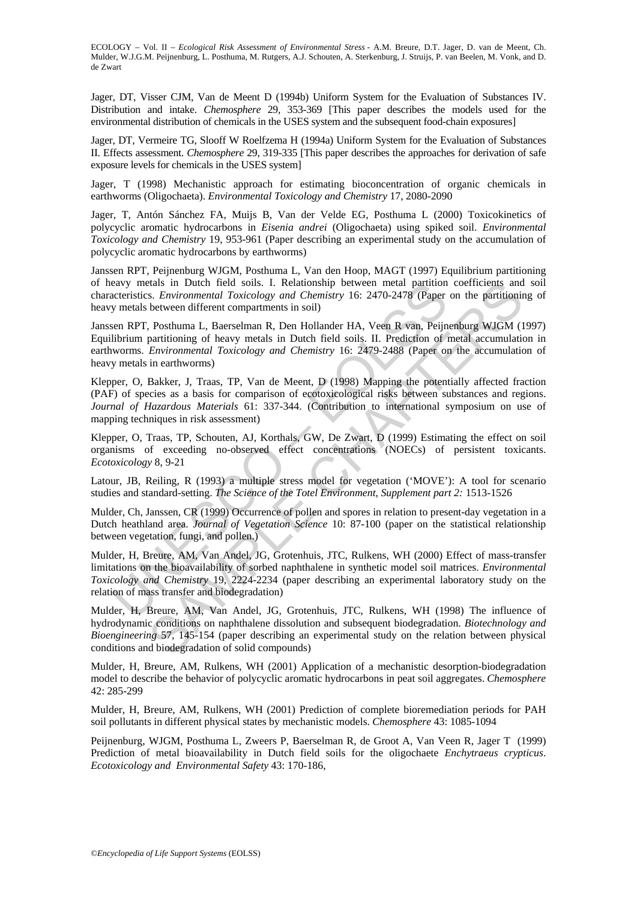Jager, DT, Visser CJM, Van de Meent D (1994b) Uniform System for the Evaluation of Substances IV. Distribution and intake. *Chemosphere* 29, 353-369 [This paper describes the models used for the environmental distribution of chemicals in the USES system and the subsequent food-chain exposures]

Jager, DT, Vermeire TG, Slooff W Roelfzema H (1994a) Uniform System for the Evaluation of Substances II. Effects assessment. *Chemosphere* 29, 319-335 [This paper describes the approaches for derivation of safe exposure levels for chemicals in the USES system]

Jager, T (1998) Mechanistic approach for estimating bioconcentration of organic chemicals in earthworms (Oligochaeta). *Environmental Toxicology and Chemistry* 17, 2080-2090

Jager, T, Antón Sánchez FA, Muijs B, Van der Velde EG, Posthuma L (2000) Toxicokinetics of polycyclic aromatic hydrocarbons in *Eisenia andrei* (Oligochaeta) using spiked soil. *Environmental Toxicology and Chemistry* 19, 953-961 (Paper describing an experimental study on the accumulation of polycyclic aromatic hydrocarbons by earthworms)

Janssen RPT, Peijnenburg WJGM, Posthuma L, Van den Hoop, MAGT (1997) Equilibrium partitioning of heavy metals in Dutch field soils. I. Relationship between metal partition coefficients and soil characteristics. *Environmental Toxicology and Chemistry* 16: 2470-2478 (Paper on the partitioning of heavy metals between different compartments in soil)

Janssen RPT, Posthuma L, Baerselman R, Den Hollander HA, Veen R van, Peijnenburg WJGM (1997) Equilibrium partitioning of heavy metals in Dutch field soils. II. Prediction of metal accumulation in earthworms. *Environmental Toxicology and Chemistry* 16: 2479-2488 (Paper on the accumulation of heavy metals in earthworms)

Klepper, O, Bakker, J, Traas, TP, Van de Meent, D (1998) Mapping the potentially affected fraction (PAF) of species as a basis for comparison of ecotoxicological risks between substances and regions. *Journal of Hazardous Materials* 61: 337-344. (Contribution to international symposium on use of mapping techniques in risk assessment)

Klepper, O, Traas, TP, Schouten, AJ, Korthals, GW, De Zwart, D (1999) Estimating the effect on soil organisms of exceeding no-observed effect concentrations (NOECs) of persistent toxicants. *Ecotoxicology* 8, 9-21

Latour, JB, Reiling, R (1993) a multiple stress model for vegetation ('MOVE'): A tool for scenario studies and standard-setting. *The Science of the Totel Environment, Supplement part 2:* 1513-1526

Mulder, Ch, Janssen, CR (1999) Occurrence of pollen and spores in relation to present-day vegetation in a Dutch heathland area. *Journal of Vegetation Science* 10: 87-100 (paper on the statistical relationship between vegetation, fungi, and pollen.)

Mulder, H, Breure, AM, Van Andel, JG, Grotenhuis, JTC, Rulkens, WH (2000) Effect of mass-transfer limitations on the bioavailability of sorbed naphthalene in synthetic model soil matrices. *Environmental Toxicology and Chemistry* 19, 2224-2234 (paper describing an experimental laboratory study on the relation of mass transfer and biodegradation)

Mulder, H, Breure, AM, Van Andel, JG, Grotenhuis, JTC, Rulkens, WH (1998) The influence of hydrodynamic conditions on naphthalene dissolution and subsequent biodegradation. *Biotechnology and Bioengineering* 57, 145-154 (paper describing an experimental study on the relation between physical conditions and biodegradation of solid compounds)

Mulder, H, Breure, AM, Rulkens, WH (2001) Application of a mechanistic desorption-biodegradation model to describe the behavior of polycyclic aromatic hydrocarbons in peat soil aggregates. *Chemosphere* 42: 285-299

Mulder, H, Breure, AM, Rulkens, WH (2001) Prediction of complete bioremediation periods for PAH soil pollutants in different physical states by mechanistic models. *Chemosphere* 43: 1085-1094

Peijnenburg, WJGM, Posthuma L, Zweers P, Baerselman R, de Groot A, Van Veen R, Jager T (1999) Prediction of metal bioavailability in Dutch field soils for the oligochaete *Enchytraeus crypticus*. *Ecotoxicology and Environmental Safety* 43: 170-186,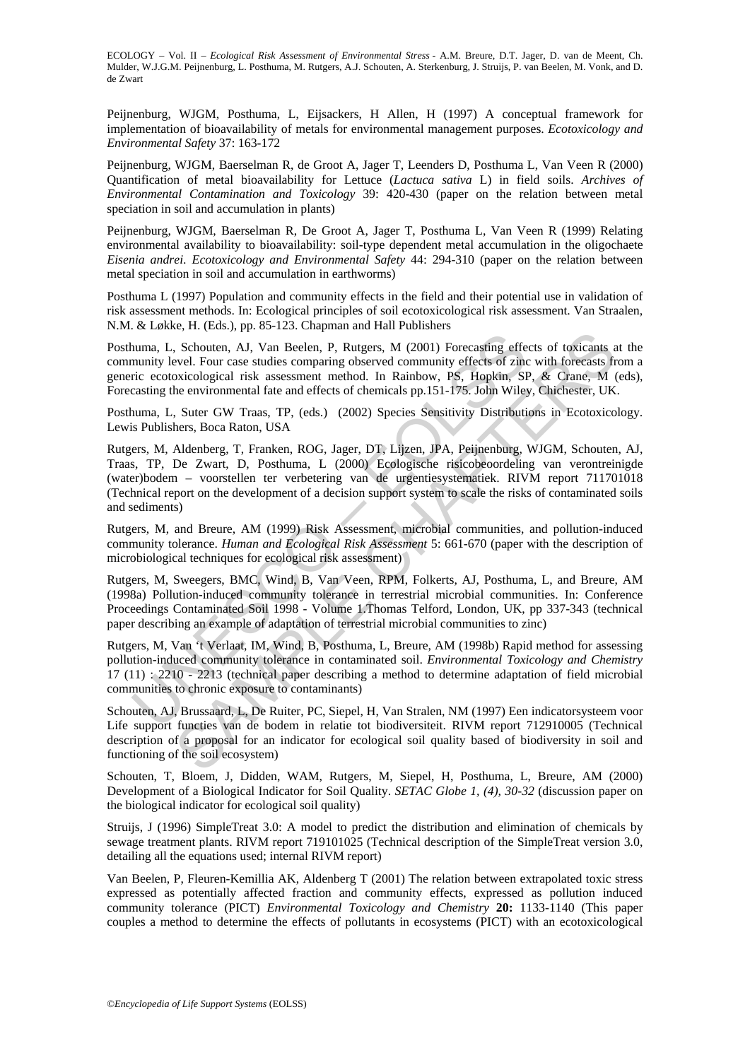Peijnenburg, WJGM, Posthuma, L, Eijsackers, H Allen, H (1997) A conceptual framework for implementation of bioavailability of metals for environmental management purposes. *Ecotoxicology and Environmental Safety* 37: 163-172

Peijnenburg, WJGM, Baerselman R, de Groot A, Jager T, Leenders D, Posthuma L, Van Veen R (2000) Quantification of metal bioavailability for Lettuce (*Lactuca sativa* L) in field soils. *Archives of Environmental Contamination and Toxicology* 39: 420-430 (paper on the relation between metal speciation in soil and accumulation in plants)

Peijnenburg, WJGM, Baerselman R, De Groot A, Jager T, Posthuma L, Van Veen R (1999) Relating environmental availability to bioavailability: soil-type dependent metal accumulation in the oligochaete *Eisenia andrei*. *Ecotoxicology and Environmental Safety* 44: 294-310 (paper on the relation between metal speciation in soil and accumulation in earthworms)

Posthuma L (1997) Population and community effects in the field and their potential use in validation of risk assessment methods. In: Ecological principles of soil ecotoxicological risk assessment. Van Straalen, N.M. & Løkke, H. (Eds.), pp. 85-123. Chapman and Hall Publishers

Posthuma, L, Schouten, AJ, Van Beelen, P, Rutgers, M (2001) Forecasting effects of toxicants at the community level. Four case studies comparing observed community effects of zinc with forecasts from a generic ecotoxicological risk assessment method. In Rainbow, PS, Hopkin, SP, & Crane, M (eds), Forecasting the environmental fate and effects of chemicals pp.151-175. John Wiley, Chichester, UK.

Posthuma, L, Suter GW Traas, TP, (eds.) (2002) Species Sensitivity Distributions in Ecotoxicology. Lewis Publishers, Boca Raton, USA

Rutgers, M, Aldenberg, T, Franken, ROG, Jager, DT, Lijzen, JPA, Peijnenburg, WJGM, Schouten, AJ, Traas, TP, De Zwart, D, Posthuma, L (2000) Ecologische risicobeoordeling van verontreinigde (water)bodem – voorstellen ter verbetering van de urgentiesystematiek. RIVM report 711701018 (Technical report on the development of a decision support system to scale the risks of contaminated soils and sediments)

Rutgers, M, and Breure, AM (1999) Risk Assessment, microbial communities, and pollution-induced community tolerance. *Human and Ecological Risk Assessment* 5: 661-670 (paper with the description of microbiological techniques for ecological risk assessment)

Rutgers, M, Sweegers, BMC, Wind, B, Van Veen, RPM, Folkerts, AJ, Posthuma, L, and Breure, AM (1998a) Pollution-induced community tolerance in terrestrial microbial communities. In: Conference Proceedings Contaminated Soil 1998 - Volume 1.Thomas Telford, London, UK, pp 337-343 (technical paper describing an example of adaptation of terrestrial microbial communities to zinc)

Rutgers, M, Van 't Verlaat, IM, Wind, B, Posthuma, L, Breure, AM (1998b) Rapid method for assessing pollution-induced community tolerance in contaminated soil. *Environmental Toxicology and Chemistry* 17 (11) : 2210 - 2213 (technical paper describing a method to determine adaptation of field microbial communities to chronic exposure to contaminants)

Schouten, AJ, Brussaard, L, De Ruiter, PC, Siepel, H, Van Stralen, NM (1997) Een indicatorsysteem voor Life support functies van de bodem in relatie tot biodiversiteit. RIVM report 712910005 (Technical description of a proposal for an indicator for ecological soil quality based of biodiversity in soil and functioning of the soil ecosystem)

Schouten, T, Bloem, J, Didden, WAM, Rutgers, M, Siepel, H, Posthuma, L, Breure, AM (2000) Development of a Biological Indicator for Soil Quality. *SETAC Globe 1, (4), 30-32* (discussion paper on the biological indicator for ecological soil quality)

Struijs, J (1996) SimpleTreat 3.0: A model to predict the distribution and elimination of chemicals by sewage treatment plants. RIVM report 719101025 (Technical description of the SimpleTreat version 3.0, detailing all the equations used; internal RIVM report)

Van Beelen, P, Fleuren-Kemillia AK, Aldenberg T (2001) The relation between extrapolated toxic stress expressed as potentially affected fraction and community effects, expressed as pollution induced community tolerance (PICT) *Environmental Toxicology and Chemistry* **20:** 1133-1140 (This paper couples a method to determine the effects of pollutants in ecosystems (PICT) with an ecotoxicological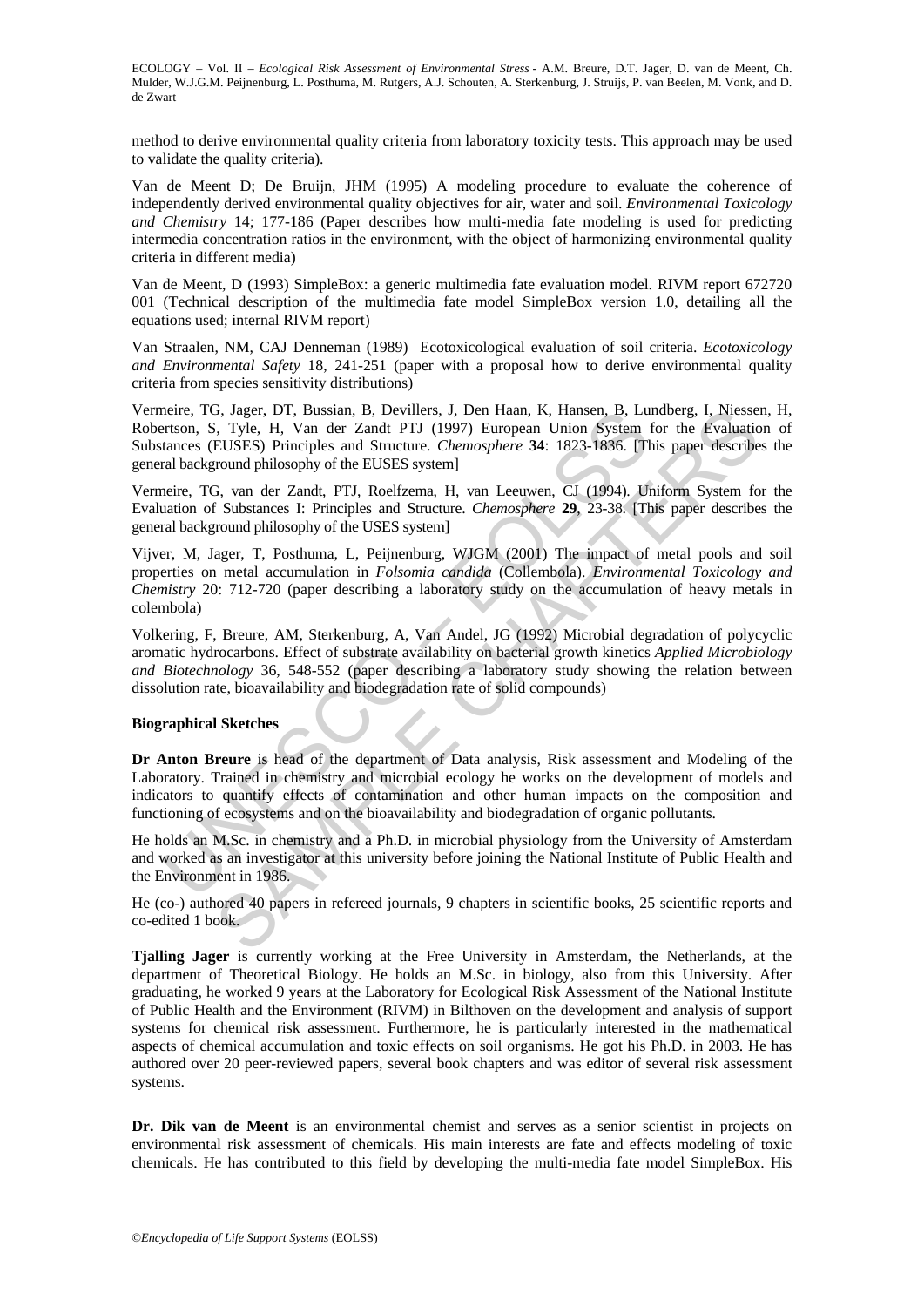method to derive environmental quality criteria from laboratory toxicity tests. This approach may be used to validate the quality criteria).

Van de Meent D; De Bruijn, JHM (1995) A modeling procedure to evaluate the coherence of independently derived environmental quality objectives for air, water and soil. *Environmental Toxicology and Chemistry* 14; 177-186 (Paper describes how multi-media fate modeling is used for predicting intermedia concentration ratios in the environment, with the object of harmonizing environmental quality criteria in different media)

Van de Meent, D (1993) SimpleBox: a generic multimedia fate evaluation model. RIVM report 672720 001 (Technical description of the multimedia fate model SimpleBox version 1.0, detailing all the equations used; internal RIVM report)

Van Straalen, NM, CAJ Denneman (1989) Ecotoxicological evaluation of soil criteria. *Ecotoxicology and Environmental Safety* 18, 241-251 (paper with a proposal how to derive environmental quality criteria from species sensitivity distributions)

Vermeire, TG, Jager, DT, Bussian, B, Devillers, J, Den Haan, K, Hansen, B, Lundberg, I, Niessen, H, Robertson, S, Tyle, H, Van der Zandt PTJ (1997) European Union System for the Evaluation of Substances (EUSES) Principles and Structure. *Chemosphere* **34**: 1823-1836. [This paper describes the general background philosophy of the EUSES system]

Vermeire, TG, van der Zandt, PTJ, Roelfzema, H, van Leeuwen, CJ (1994). Uniform System for the Evaluation of Substances I: Principles and Structure. *Chemosphere* **29**, 23-38. [This paper describes the general background philosophy of the USES system]

Vijver, M, Jager, T, Posthuma, L, Peijnenburg, WJGM (2001) The impact of metal pools and soil properties on metal accumulation in *Folsomia candida* (Collembola). *Environmental Toxicology and Chemistry* 20: 712-720 (paper describing a laboratory study on the accumulation of heavy metals in colembola)

Volkering, F, Breure, AM, Sterkenburg, A, Van Andel, JG (1992) Microbial degradation of polycyclic aromatic hydrocarbons. Effect of substrate availability on bacterial growth kinetics *Applied Microbiology and Biotechnology* 36, 548-552 (paper describing a laboratory study showing the relation between dissolution rate, bioavailability and biodegradation rate of solid compounds)

**Biographical Sketches**

**Dr Anton Breure** is head of the department of Data analysis, Risk assessment and Modeling of the Laboratory. Trained in chemistry and microbial ecology he works on the development of models and indicators to quantify effects of contamination and other human impacts on the composition and functioning of ecosystems and on the bioavailability and biodegradation of organic pollutants.

He holds an M.Sc. in chemistry and a Ph.D. in microbial physiology from the University of Amsterdam and worked as an investigator at this university before joining the National Institute of Public Health and the Environment in 1986.

He (co-) authored 40 papers in refereed journals, 9 chapters in scientific books, 25 scientific reports and co-edited 1 book.

**Tjalling Jager** is currently working at the Free University in Amsterdam, the Netherlands, at the department of Theoretical Biology. He holds an M.Sc. in biology, also from this University. After graduating, he worked 9 years at the Laboratory for Ecological Risk Assessment of the National Institute of Public Health and the Environment (RIVM) in Bilthoven on the development and analysis of support systems for chemical risk assessment. Furthermore, he is particularly interested in the mathematical aspects of chemical accumulation and toxic effects on soil organisms. He got his Ph.D. in 2003. He has authored over 20 peer-reviewed papers, several book chapters and was editor of several risk assessment systems.

**Dr. Dik van de Meent** is an environmental chemist and serves as a senior scientist in projects on environmental risk assessment of chemicals. His main interests are fate and effects modeling of toxic chemicals. He has contributed to this field by developing the multi-media fate model SimpleBox. His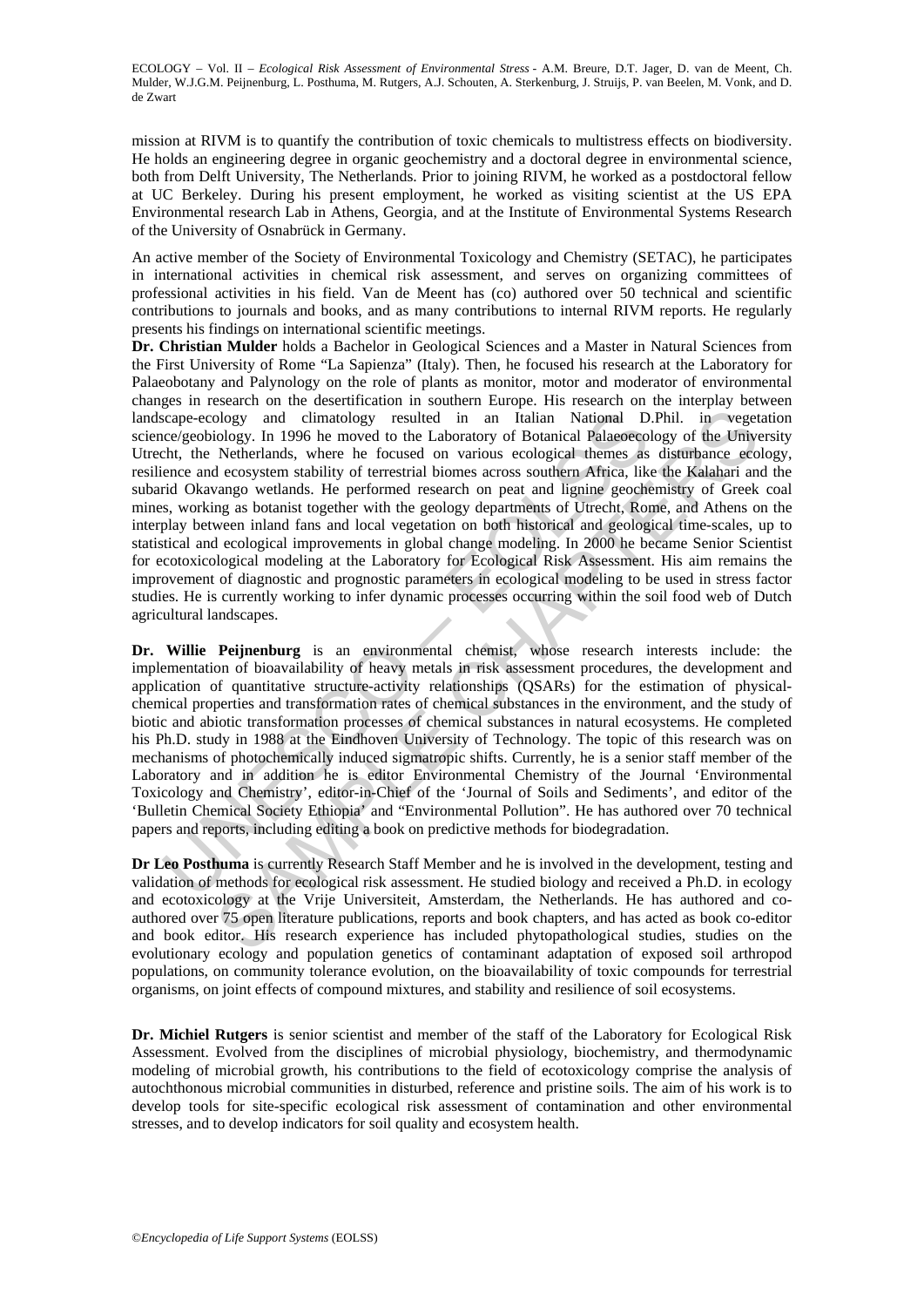mission at RIVM is to quantify the contribution of toxic chemicals to multistress effects on biodiversity. He holds an engineering degree in organic geochemistry and a doctoral degree in environmental science, both from Delft University, The Netherlands. Prior to joining RIVM, he worked as a postdoctoral fellow at UC Berkeley. During his present employment, he worked as visiting scientist at the US EPA Environmental research Lab in Athens, Georgia, and at the Institute of Environmental Systems Research of the University of Osnabrück in Germany.

An active member of the Society of Environmental Toxicology and Chemistry (SETAC), he participates in international activities in chemical risk assessment, and serves on organizing committees of professional activities in his field. Van de Meent has (co) authored over 50 technical and scientific contributions to journals and books, and as many contributions to internal RIVM reports. He regularly presents his findings on international scientific meetings.

**Dr. Christian Mulder** holds a Bachelor in Geological Sciences and a Master in Natural Sciences from the First University of Rome "La Sapienza" (Italy). Then, he focused his research at the Laboratory for Palaeobotany and Palynology on the role of plants as monitor, motor and moderator of environmental changes in research on the desertification in southern Europe. His research on the interplay between landscape-ecology and climatology resulted in an Italian National D.Phil. in vegetation science/geobiology. In 1996 he moved to the Laboratory of Botanical Palaeoecology of the University Utrecht, the Netherlands, where he focused on various ecological themes as disturbance ecology, resilience and ecosystem stability of terrestrial biomes across southern Africa, like the Kalahari and the subarid Okavango wetlands. He performed research on peat and lignine geochemistry of Greek coal mines, working as botanist together with the geology departments of Utrecht, Rome, and Athens on the interplay between inland fans and local vegetation on both historical and geological time-scales, up to statistical and ecological improvements in global change modeling. In 2000 he became Senior Scientist for ecotoxicological modeling at the Laboratory for Ecological Risk Assessment. His aim remains the improvement of diagnostic and prognostic parameters in ecological modeling to be used in stress factor studies. He is currently working to infer dynamic processes occurring within the soil food web of Dutch agricultural landscapes.

**Dr. Willie Peijnenburg** is an environmental chemist, whose research interests include: the implementation of bioavailability of heavy metals in risk assessment procedures, the development and application of quantitative structure-activity relationships (QSARs) for the estimation of physical-chemical properties and transformation rates of chemical substances in the environment, and the study of biotic and abiotic transformation processes of chemical substances in natural ecosystems. He completed his Ph.D. study in 1988 at the Eindhoven University of Technology. The topic of this research was on mechanisms of photochemically induced sigmatropic shifts. Currently, he is a senior staff member of the Laboratory and in addition he is editor Environmental Chemistry of the Journal 'Environmental Toxicology and Chemistry', editor-in-Chief of the 'Journal of Soils and Sediments', and editor of the 'Bulletin Chemical Society Ethiopia' and "Environmental Pollution". He has authored over 70 technical papers and reports, including editing a book on predictive methods for biodegradation.

**Dr Leo Posthuma** is currently Research Staff Member and he is involved in the development, testing and validation of methods for ecological risk assessment. He studied biology and received a Ph.D. in ecology and ecotoxicology at the Vrije Universiteit, Amsterdam, the Netherlands. He has authored and co-authored over 75 open literature publications, reports and book chapters, and has acted as book co-editor and book editor. His research experience has included phytopathological studies, studies on the evolutionary ecology and population genetics of contaminant adaptation of exposed soil arthropod populations, on community tolerance evolution, on the bioavailability of toxic compounds for terrestrial organisms, on joint effects of compound mixtures, and stability and resilience of soil ecosystems.

**Dr. Michiel Rutgers** is senior scientist and member of the staff of the Laboratory for Ecological Risk Assessment. Evolved from the disciplines of microbial physiology, biochemistry, and thermodynamic modeling of microbial growth, his contributions to the field of ecotoxicology comprise the analysis of autochthonous microbial communities in disturbed, reference and pristine soils. The aim of his work is to develop tools for site-specific ecological risk assessment of contamination and other environmental stresses, and to develop indicators for soil quality and ecosystem health.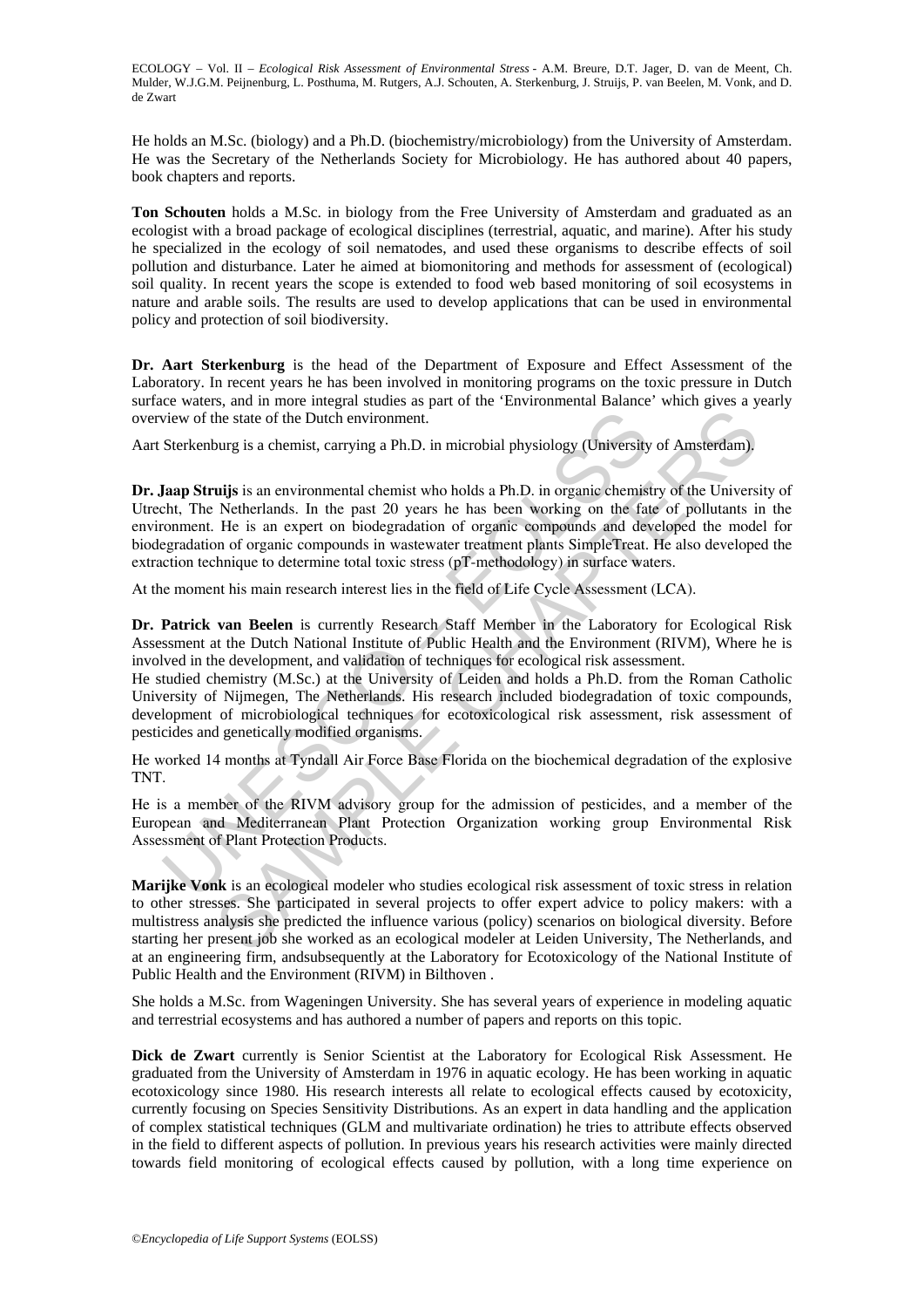He holds an M.Sc. (biology) and a Ph.D. (biochemistry/microbiology) from the University of Amsterdam. He was the Secretary of the Netherlands Society for Microbiology. He has authored about 40 papers, book chapters and reports.

**Ton Schouten** holds a M.Sc. in biology from the Free University of Amsterdam and graduated as an ecologist with a broad package of ecological disciplines (terrestrial, aquatic, and marine). After his study he specialized in the ecology of soil nematodes, and used these organisms to describe effects of soil pollution and disturbance. Later he aimed at biomonitoring and methods for assessment of (ecological) soil quality. In recent years the scope is extended to food web based monitoring of soil ecosystems in nature and arable soils. The results are used to develop applications that can be used in environmental policy and protection of soil biodiversity.

**Dr. Aart Sterkenburg** is the head of the Department of Exposure and Effect Assessment of the Laboratory. In recent years he has been involved in monitoring programs on the toxic pressure in Dutch surface waters, and in more integral studies as part of the 'Environmental Balance' which gives a yearly overview of the state of the Dutch environment.

Aart Sterkenburg is a chemist, carrying a Ph.D. in microbial physiology (University of Amsterdam).

**Dr. Jaap Struijs** is an environmental chemist who holds a Ph.D. in organic chemistry of the University of Utrecht, The Netherlands. In the past 20 years he has been working on the fate of pollutants in the environment. He is an expert on biodegradation of organic compounds and developed the model for biodegradation of organic compounds in wastewater treatment plants SimpleTreat. He also developed the extraction technique to determine total toxic stress (pT-methodology) in surface waters.

At the moment his main research interest lies in the field of Life Cycle Assessment (LCA).

**Dr. Patrick van Beelen** is currently Research Staff Member in the Laboratory for Ecological Risk Assessment at the Dutch National Institute of Public Health and the Environment (RIVM), Where he is involved in the development, and validation of techniques for ecological risk assessment.
He studied chemistry (M.Sc.) at the University of Leiden and holds a Ph.D. from the Roman Catholic University of Nijmegen, The Netherlands. His research included biodegradation of toxic compounds, development of microbiological techniques for ecotoxicological risk assessment, risk assessment of pesticides and genetically modified organisms.

He worked 14 months at Tyndall Air Force Base Florida on the biochemical degradation of the explosive TNT.

He is a member of the RIVM advisory group for the admission of pesticides, and a member of the European and Mediterranean Plant Protection Organization working group Environmental Risk Assessment of Plant Protection Products.

**Marijke Vonk** is an ecological modeler who studies ecological risk assessment of toxic stress in relation to other stresses. She participated in several projects to offer expert advice to policy makers: with a multistress analysis she predicted the influence various (policy) scenarios on biological diversity. Before starting her present job she worked as an ecological modeler at Leiden University, The Netherlands, and at an engineering firm, andsubsequently at the Laboratory for Ecotoxicology of the National Institute of Public Health and the Environment (RIVM) in Bilthoven .

She holds a M.Sc. from Wageningen University. She has several years of experience in modeling aquatic and terrestrial ecosystems and has authored a number of papers and reports on this topic.

**Dick de Zwart** currently is Senior Scientist at the Laboratory for Ecological Risk Assessment. He graduated from the University of Amsterdam in 1976 in aquatic ecology. He has been working in aquatic ecotoxicology since 1980. His research interests all relate to ecological effects caused by ecotoxicity, currently focusing on Species Sensitivity Distributions. As an expert in data handling and the application of complex statistical techniques (GLM and multivariate ordination) he tries to attribute effects observed in the field to different aspects of pollution. In previous years his research activities were mainly directed towards field monitoring of ecological effects caused by pollution, with a long time experience on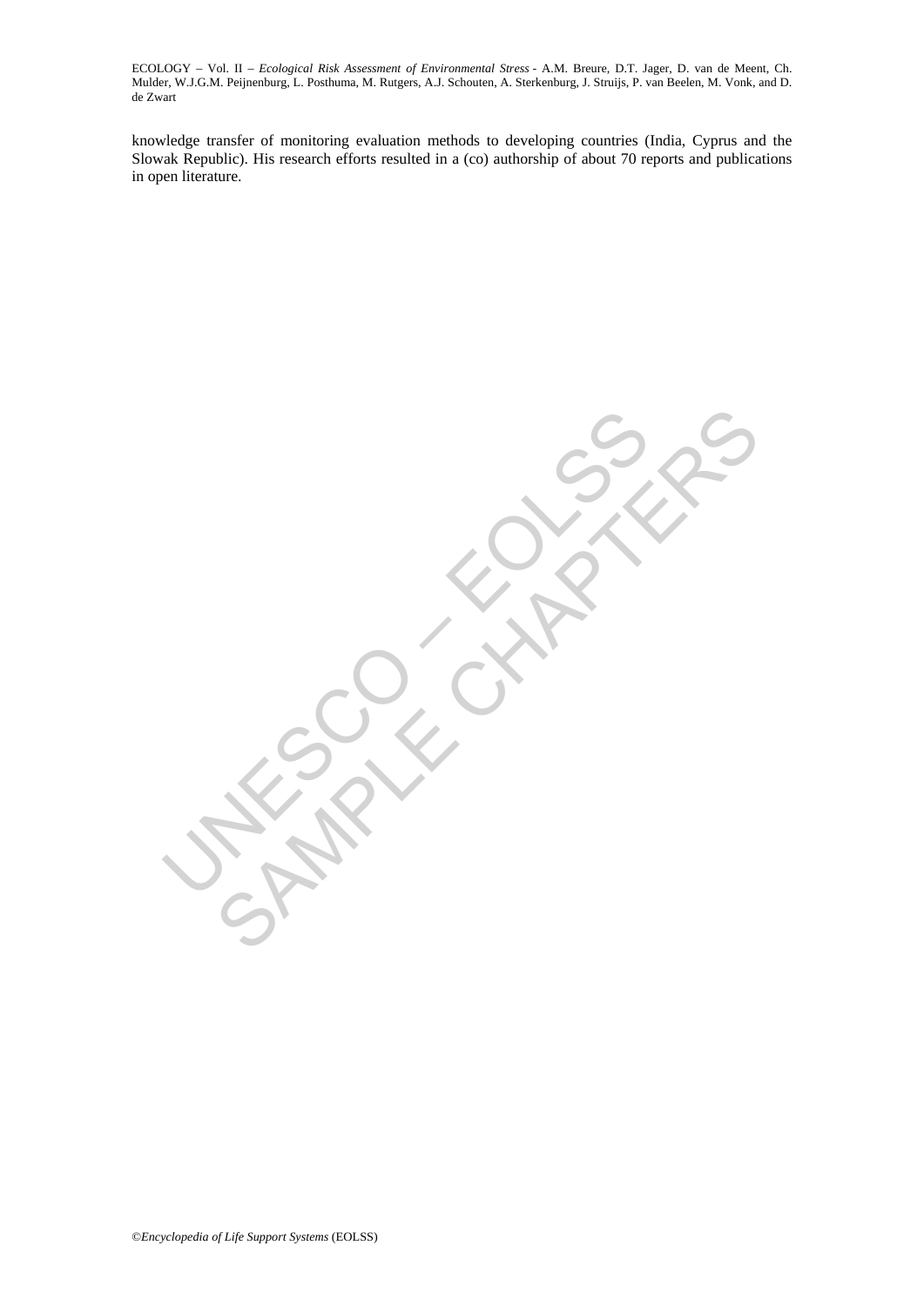knowledge transfer of monitoring evaluation methods to developing countries (India, Cyprus and the Slowak Republic). His research efforts resulted in a (co) authorship of about 70 reports and publications in open literature.